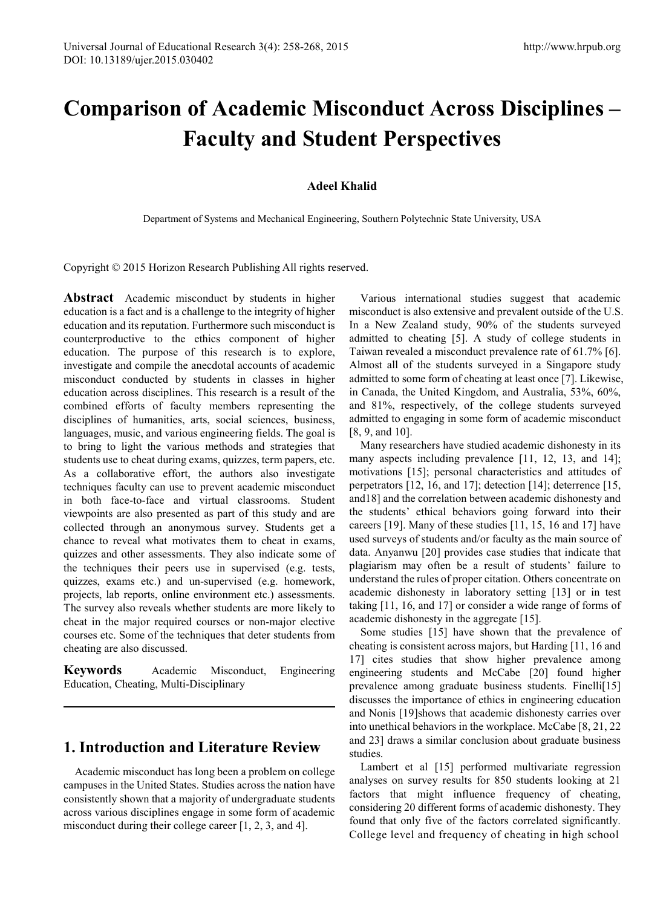// Comparison of Academic Misconduct Across Disciplines – Faculty and Student Perspectives

**Adeel Khalid**

Department of Systems and Mechanical Engineering, Southern Polytechnic State University, USA

Copyright © 2015 Horizon Research Publishing All rights reserved.

**Abstract** Academic misconduct by students in higher education is a fact and is a challenge to the integrity of higher education and its reputation. Furthermore such misconduct is counterproductive to the ethics component of higher education. The purpose of this research is to explore, investigate and compile the anecdotal accounts of academic misconduct conducted by students in classes in higher education across disciplines. This research is a result of the combined efforts of faculty members representing the disciplines of humanities, arts, social sciences, business, languages, music, and various engineering fields. The goal is to bring to light the various methods and strategies that students use to cheat during exams, quizzes, term papers, etc. As a collaborative effort, the authors also investigate techniques faculty can use to prevent academic misconduct in both face-to-face and virtual classrooms. Student viewpoints are also presented as part of this study and are collected through an anonymous survey. Students get a chance to reveal what motivates them to cheat in exams, quizzes and other assessments. They also indicate some of the techniques their peers use in supervised (e.g. tests, quizzes, exams etc.) and un-supervised (e.g. homework, projects, lab reports, online environment etc.) assessments. The survey also reveals whether students are more likely to cheat in the major required courses or non-major elective courses etc. Some of the techniques that deter students from cheating are also discussed.

**Keywords** Academic Misconduct, Engineering Education, Cheating, Multi-Disciplinary

## 1. Introduction and Literature Review

Academic misconduct has long been a problem on college campuses in the United States. Studies across the nation have consistently shown that a majority of undergraduate students across various disciplines engage in some form of academic misconduct during their college career [1, 2, 3, and 4].

Various international studies suggest that academic misconduct is also extensive and prevalent outside of the U.S. In a New Zealand study, 90% of the students surveyed admitted to cheating [5]. A study of college students in Taiwan revealed a misconduct prevalence rate of 61.7% [6]. Almost all of the students surveyed in a Singapore study admitted to some form of cheating at least once [7]. Likewise, in Canada, the United Kingdom, and Australia, 53%, 60%, and 81%, respectively, of the college students surveyed admitted to engaging in some form of academic misconduct [8, 9, and 10].

Many researchers have studied academic dishonesty in its many aspects including prevalence [11, 12, 13, and 14]; motivations [15]; personal characteristics and attitudes of perpetrators [12, 16, and 17]; detection [14]; deterrence [15, and18] and the correlation between academic dishonesty and the students' ethical behaviors going forward into their careers [19]. Many of these studies [11, 15, 16 and 17] have used surveys of students and/or faculty as the main source of data. Anyanwu [20] provides case studies that indicate that plagiarism may often be a result of students' failure to understand the rules of proper citation. Others concentrate on academic dishonesty in laboratory setting [13] or in test taking [11, 16, and 17] or consider a wide range of forms of academic dishonesty in the aggregate [15].

Some studies [15] have shown that the prevalence of cheating is consistent across majors, but Harding [11, 16 and 17] cites studies that show higher prevalence among engineering students and McCabe [20] found higher prevalence among graduate business students. Finelli[15] discusses the importance of ethics in engineering education and Nonis [19]shows that academic dishonesty carries over into unethical behaviors in the workplace. McCabe [8, 21, 22 and 23] draws a similar conclusion about graduate business studies.

Lambert et al [15] performed multivariate regression analyses on survey results for 850 students looking at 21 factors that might influence frequency of cheating, considering 20 different forms of academic dishonesty. They found that only five of the factors correlated significantly. College level and frequency of cheating in high school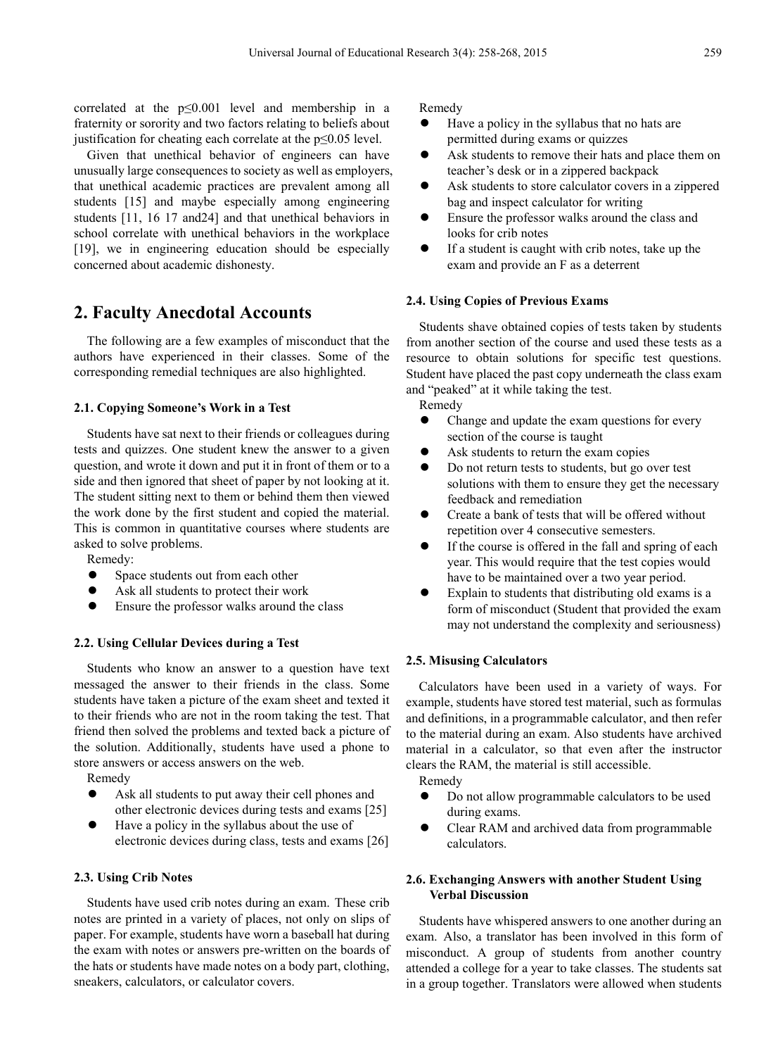correlated at the $p \leq 0.001$ level and membership in a fraternity or sorority and two factors relating to beliefs about justification for cheating each correlate at the $p \leq 0.05$ level.

Given that unethical behavior of engineers can have unusually large consequences to society as well as employers, that unethical academic practices are prevalent among all students [15] and maybe especially among engineering students [11, 16 17 and24] and that unethical behaviors in school correlate with unethical behaviors in the workplace [19], we in engineering education should be especially concerned about academic dishonesty.

## 2. Faculty Anecdotal Accounts

The following are a few examples of misconduct that the authors have experienced in their classes. Some of the corresponding remedial techniques are also highlighted.

### 2.1. Copying Someone's Work in a Test

Students have sat next to their friends or colleagues during tests and quizzes. One student knew the answer to a given question, and wrote it down and put it in front of them or to a side and then ignored that sheet of paper by not looking at it. The student sitting next to them or behind them then viewed the work done by the first student and copied the material. This is common in quantitative courses where students are asked to solve problems.

Remedy:

- Space students out from each other
- Ask all students to protect their work
- Ensure the professor walks around the class

### 2.2. Using Cellular Devices during a Test

Students who know an answer to a question have text messaged the answer to their friends in the class. Some students have taken a picture of the exam sheet and texted it to their friends who are not in the room taking the test. That friend then solved the problems and texted back a picture of the solution. Additionally, students have used a phone to store answers or access answers on the web.

Remedy

- Ask all students to put away their cell phones and other electronic devices during tests and exams [25]
- Have a policy in the syllabus about the use of electronic devices during class, tests and exams [26]

### 2.3. Using Crib Notes

Students have used crib notes during an exam. These crib notes are printed in a variety of places, not only on slips of paper. For example, students have worn a baseball hat during the exam with notes or answers pre-written on the boards of the hats or students have made notes on a body part, clothing, sneakers, calculators, or calculator covers.

Remedy

- Have a policy in the syllabus that no hats are permitted during exams or quizzes
- Ask students to remove their hats and place them on teacher's desk or in a zippered backpack
- Ask students to store calculator covers in a zippered bag and inspect calculator for writing
- Ensure the professor walks around the class and looks for crib notes
- If a student is caught with crib notes, take up the exam and provide an F as a deterrent

### 2.4. Using Copies of Previous Exams

Students shave obtained copies of tests taken by students from another section of the course and used these tests as a resource to obtain solutions for specific test questions. Student have placed the past copy underneath the class exam and "peaked" at it while taking the test.

Remedy

- Change and update the exam questions for every section of the course is taught
- Ask students to return the exam copies
- Do not return tests to students, but go over test solutions with them to ensure they get the necessary feedback and remediation
- Create a bank of tests that will be offered without repetition over 4 consecutive semesters.
- If the course is offered in the fall and spring of each year. This would require that the test copies would have to be maintained over a two year period.
- Explain to students that distributing old exams is a form of misconduct (Student that provided the exam may not understand the complexity and seriousness)

### 2.5. Misusing Calculators

Calculators have been used in a variety of ways. For example, students have stored test material, such as formulas and definitions, in a programmable calculator, and then refer to the material during an exam. Also students have archived material in a calculator, so that even after the instructor clears the RAM, the material is still accessible.

Remedy

- Do not allow programmable calculators to be used during exams.
- Clear RAM and archived data from programmable calculators.

### 2.6. Exchanging Answers with another Student Using Verbal Discussion

Students have whispered answers to one another during an exam. Also, a translator has been involved in this form of misconduct. A group of students from another country attended a college for a year to take classes. The students sat in a group together. Translators were allowed when students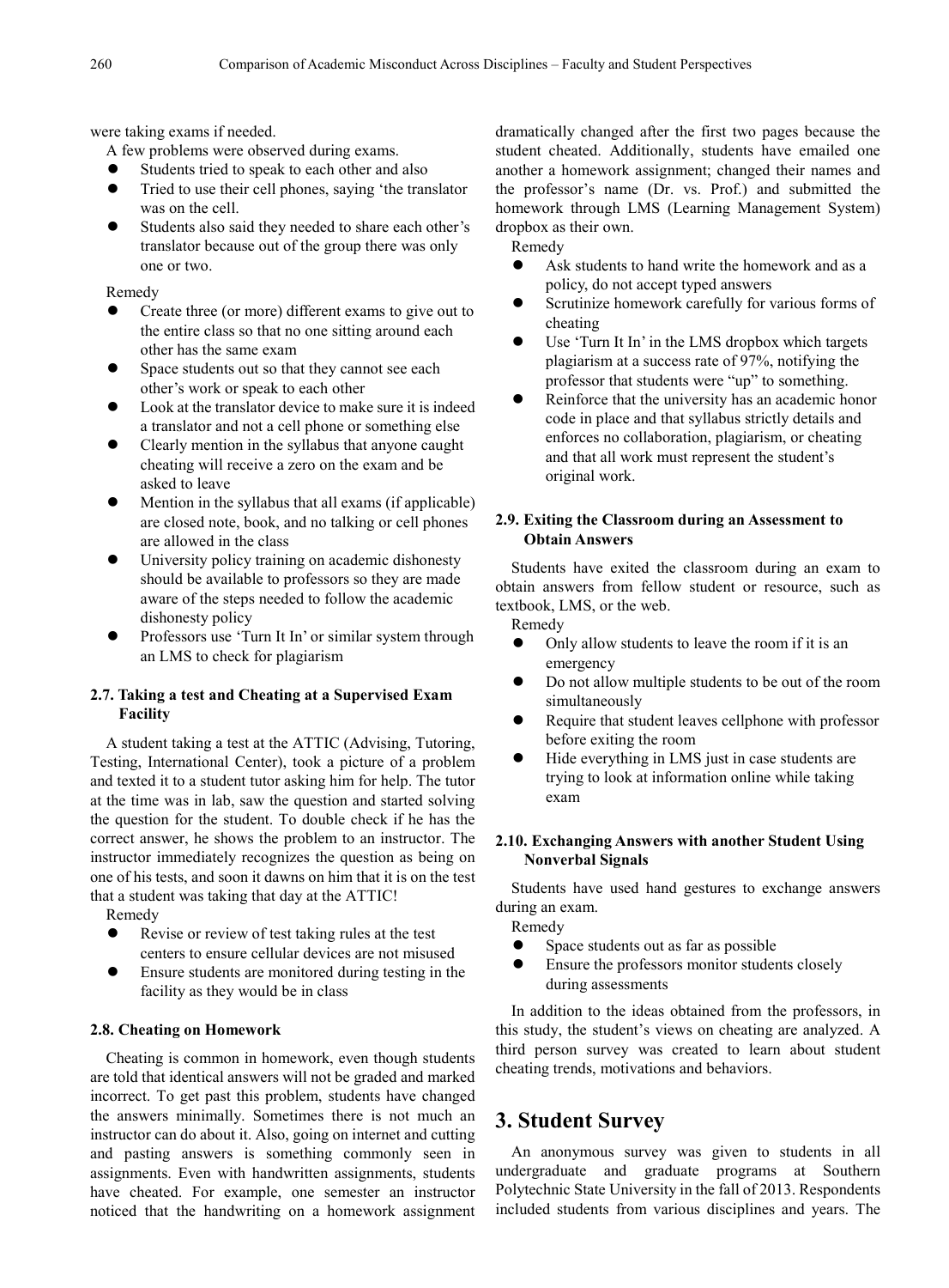were taking exams if needed.

A few problems were observed during exams.

- Students tried to speak to each other and also
- Tried to use their cell phones, saying 'the translator was on the cell.
- Students also said they needed to share each other's translator because out of the group there was only one or two.

Remedy

- Create three (or more) different exams to give out to the entire class so that no one sitting around each other has the same exam
- Space students out so that they cannot see each other's work or speak to each other
- Look at the translator device to make sure it is indeed a translator and not a cell phone or something else
- Clearly mention in the syllabus that anyone caught cheating will receive a zero on the exam and be asked to leave
- Mention in the syllabus that all exams (if applicable) are closed note, book, and no talking or cell phones are allowed in the class
- University policy training on academic dishonesty should be available to professors so they are made aware of the steps needed to follow the academic dishonesty policy
- Professors use 'Turn It In' or similar system through an LMS to check for plagiarism

### 2.7. Taking a test and Cheating at a Supervised Exam Facility

A student taking a test at the ATTIC (Advising, Tutoring, Testing, International Center), took a picture of a problem and texted it to a student tutor asking him for help. The tutor at the time was in lab, saw the question and started solving the question for the student. To double check if he has the correct answer, he shows the problem to an instructor. The instructor immediately recognizes the question as being on one of his tests, and soon it dawns on him that it is on the test that a student was taking that day at the ATTIC!

Remedy

- Revise or review of test taking rules at the test centers to ensure cellular devices are not misused
- Ensure students are monitored during testing in the facility as they would be in class

### 2.8. Cheating on Homework

Cheating is common in homework, even though students are told that identical answers will not be graded and marked incorrect. To get past this problem, students have changed the answers minimally. Sometimes there is not much an instructor can do about it. Also, going on internet and cutting and pasting answers is something commonly seen in assignments. Even with handwritten assignments, students have cheated. For example, one semester an instructor noticed that the handwriting on a homework assignment dramatically changed after the first two pages because the student cheated. Additionally, students have emailed one another a homework assignment; changed their names and the professor's name (Dr. vs. Prof.) and submitted the homework through LMS (Learning Management System) dropbox as their own.

Remedy

- Ask students to hand write the homework and as a policy, do not accept typed answers
- Scrutinize homework carefully for various forms of cheating
- Use 'Turn It In' in the LMS dropbox which targets plagiarism at a success rate of 97%, notifying the professor that students were "up" to something.
- Reinforce that the university has an academic honor code in place and that syllabus strictly details and enforces no collaboration, plagiarism, or cheating and that all work must represent the student's original work.

### 2.9. Exiting the Classroom during an Assessment to Obtain Answers

Students have exited the classroom during an exam to obtain answers from fellow student or resource, such as textbook, LMS, or the web.

Remedy

- Only allow students to leave the room if it is an emergency
- Do not allow multiple students to be out of the room simultaneously
- Require that student leaves cellphone with professor before exiting the room
- Hide everything in LMS just in case students are trying to look at information online while taking exam

### 2.10. Exchanging Answers with another Student Using Nonverbal Signals

Students have used hand gestures to exchange answers during an exam.

Remedy

- Space students out as far as possible
- Ensure the professors monitor students closely during assessments

In addition to the ideas obtained from the professors, in this study, the student's views on cheating are analyzed. A third person survey was created to learn about student cheating trends, motivations and behaviors.

## 3. Student Survey

An anonymous survey was given to students in all undergraduate and graduate programs at Southern Polytechnic State University in the fall of 2013. Respondents included students from various disciplines and years. The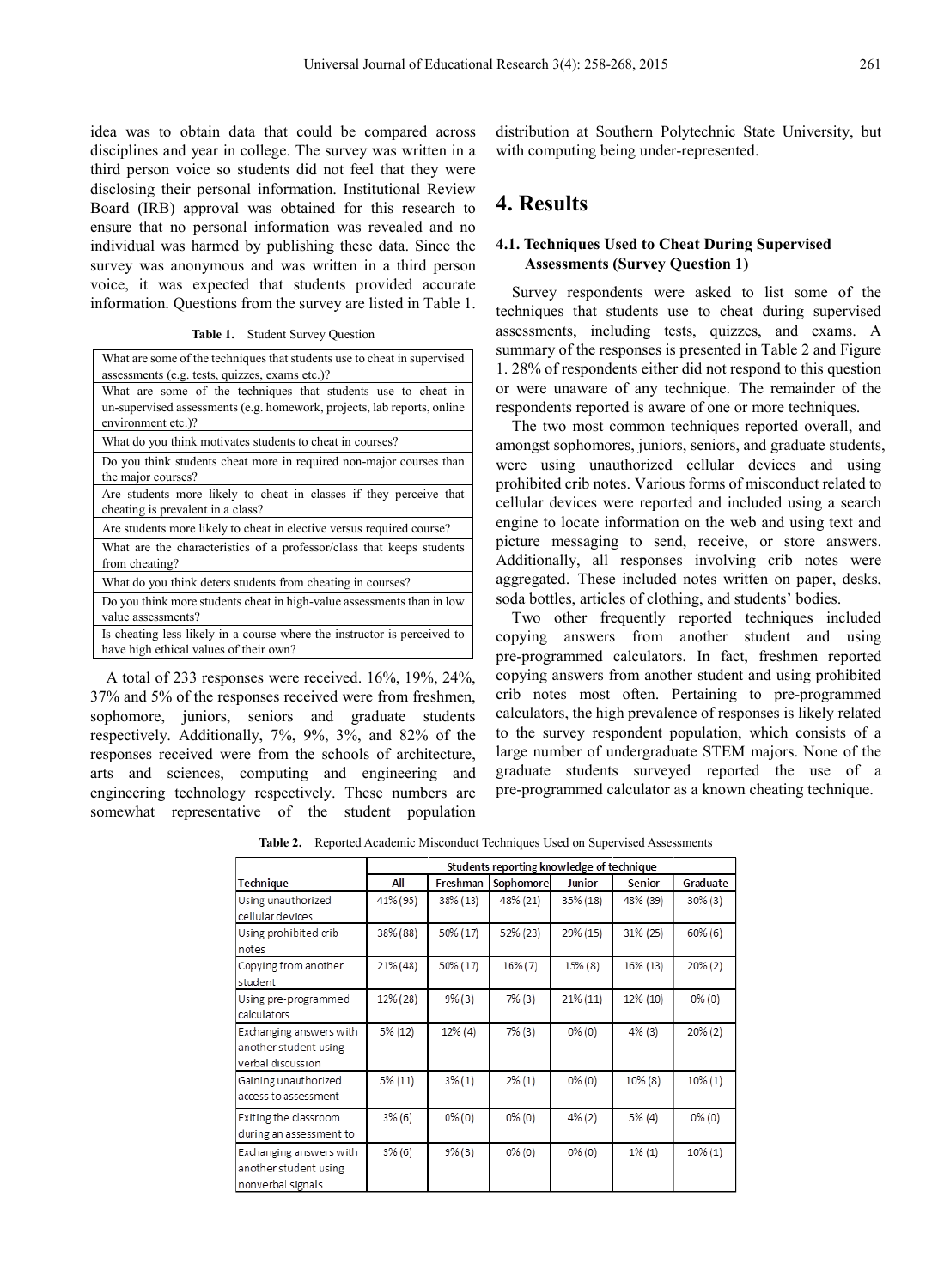idea was to obtain data that could be compared across disciplines and year in college. The survey was written in a third person voice so students did not feel that they were disclosing their personal information. Institutional Review Board (IRB) approval was obtained for this research to ensure that no personal information was revealed and no individual was harmed by publishing these data. Since the survey was anonymous and was written in a third person voice, it was expected that students provided accurate information. Questions from the survey are listed in Table 1.

**Table 1.** Student Survey Question

| |
|---|
| What are some of the techniques that students use to cheat in supervised assessments (e.g. tests, quizzes, exams etc.)? |
| What are some of the techniques that students use to cheat in un-supervised assessments (e.g. homework, projects, lab reports, online environment etc.)? |
| What do you think motivates students to cheat in courses? |
| Do you think students cheat more in required non-major courses than the major courses? |
| Are students more likely to cheat in classes if they perceive that cheating is prevalent in a class? |
| Are students more likely to cheat in elective versus required course? |
| What are the characteristics of a professor/class that keeps students from cheating? |
| What do you think deters students from cheating in courses? |
| Do you think more students cheat in high-value assessments than in low value assessments? |
| Is cheating less likely in a course where the instructor is perceived to have high ethical values of their own? |

A total of 233 responses were received. 16%, 19%, 24%, 37% and 5% of the responses received were from freshmen, sophomore, juniors, seniors and graduate students respectively. Additionally, 7%, 9%, 3%, and 82% of the responses received were from the schools of architecture, arts and sciences, computing and engineering and engineering technology respectively. These numbers are somewhat representative of the student population distribution at Southern Polytechnic State University, but with computing being under-represented.

# 4. Results

## 4.1. Techniques Used to Cheat During Supervised Assessments (Survey Question 1)

Survey respondents were asked to list some of the techniques that students use to cheat during supervised assessments, including tests, quizzes, and exams. A summary of the responses is presented in Table 2 and Figure 1. 28% of respondents either did not respond to this question or were unaware of any technique. The remainder of the respondents reported is aware of one or more techniques.

The two most common techniques reported overall, and amongst sophomores, juniors, seniors, and graduate students, were using unauthorized cellular devices and using prohibited crib notes. Various forms of misconduct related to cellular devices were reported and included using a search engine to locate information on the web and using text and picture messaging to send, receive, or store answers. Additionally, all responses involving crib notes were aggregated. These included notes written on paper, desks, soda bottles, articles of clothing, and students' bodies.

Two other frequently reported techniques included copying answers from another student and using pre-programmed calculators. In fact, freshmen reported copying answers from another student and using prohibited crib notes most often. Pertaining to pre-programmed calculators, the high prevalence of responses is likely related to the survey respondent population, which consists of a large number of undergraduate STEM majors. None of the graduate students surveyed reported the use of a pre-programmed calculator as a known cheating technique.

**Table 2.** Reported Academic Misconduct Techniques Used on Supervised Assessments

| | Students reporting knowledge of technique | | | | | |
|---|---|---|---|---|---|---|
| Technique | All | Freshman | Sophomore | Junior | Senior | Graduate |
| Using unauthorized cellular devices | 41% (95) | 38% (13) | 48% (21) | 35% (18) | 48% (39) | 30% (3) |
| Using prohibited crib notes | 38% (88) | 50% (17) | 52% (23) | 29% (15) | 31% (25) | 60% (6) |
| Copying from another student | 21% (48) | 50% (17) | 16% (7) | 15% (8) | 16% (13) | 20% (2) |
| Using pre-programmed calculators | 12% (28) | 9% (3) | 7% (3) | 21% (11) | 12% (10) | 0% (0) |
| Exchanging answers with another student using verbal discussion | 5% (12) | 12% (4) | 7% (3) | 0% (0) | 4% (3) | 20% (2) |
| Gaining unauthorized access to assessment | 5% (11) | 3% (1) | 2% (1) | 0% (0) | 10% (8) | 10% (1) |
| Exiting the classroom during an assessment to | 3% (6) | 0% (0) | 0% (0) | 4% (2) | 5% (4) | 0% (0) |
| Exchanging answers with another student using nonverbal signals | 3% (6) | 9% (3) | 0% (0) | 0% (0) | 1% (1) | 10% (1) |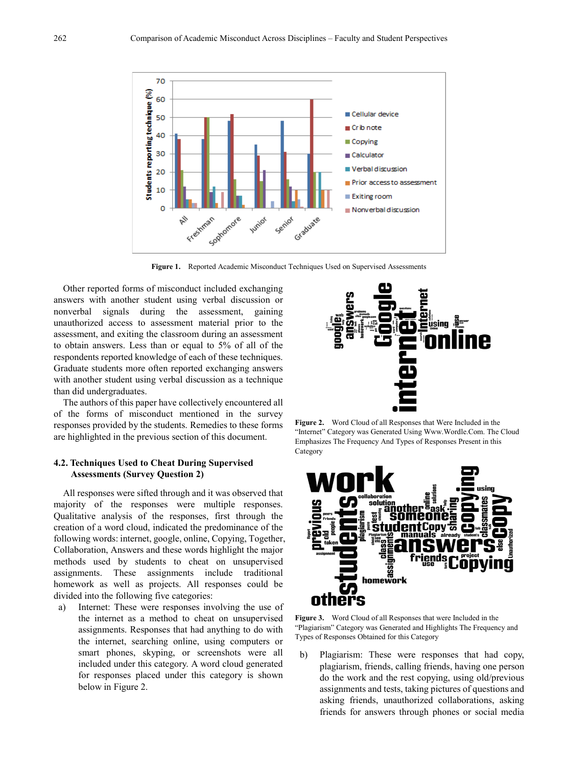**Figure 1.** Reported Academic Misconduct Techniques Used on Supervised Assessments

Other reported forms of misconduct included exchanging answers with another student using verbal discussion or nonverbal signals during the assessment, gaining unauthorized access to assessment material prior to the assessment, and exiting the classroom during an assessment to obtain answers. Less than or equal to 5% of all of the respondents reported knowledge of each of these techniques. Graduate students more often reported exchanging answers with another student using verbal discussion as a technique than did undergraduates.

The authors of this paper have collectively encountered all of the forms of misconduct mentioned in the survey responses provided by the students. Remedies to these forms are highlighted in the previous section of this document.

### 4.2. Techniques Used to Cheat During Supervised Assessments (Survey Question 2)

All responses were sifted through and it was observed that majority of the responses were multiple responses. Qualitative analysis of the responses, first through the creation of a word cloud, indicated the predominance of the following words: internet, google, online, Copying, Together, Collaboration, Answers and these words highlight the major methods used by students to cheat on unsupervised assignments. These assignments include traditional homework as well as projects. All responses could be divided into the following five categories:

a) Internet: These were responses involving the use of the internet as a method to cheat on unsupervised assignments. Responses that had anything to do with the internet, searching online, using computers or smart phones, skyping, or screenshots were all included under this category. A word cloud generated for responses placed under this category is shown below in Figure 2.

**Figure 2.** Word Cloud of all Responses that Were Included in the "Internet" Category was Generated Using Www.Wordle.Com. The Cloud Emphasizes The Frequency And Types of Responses Present in this Category

**Figure 3.** Word Cloud of all Responses that were Included in the "Plagiarism" Category was Generated and Highlights The Frequency and Types of Responses Obtained for this Category

b) Plagiarism: These were responses that had copy, plagiarism, friends, calling friends, having one person do the work and the rest copying, using old/previous assignments and tests, taking pictures of questions and asking friends, unauthorized collaborations, asking friends for answers through phones or social media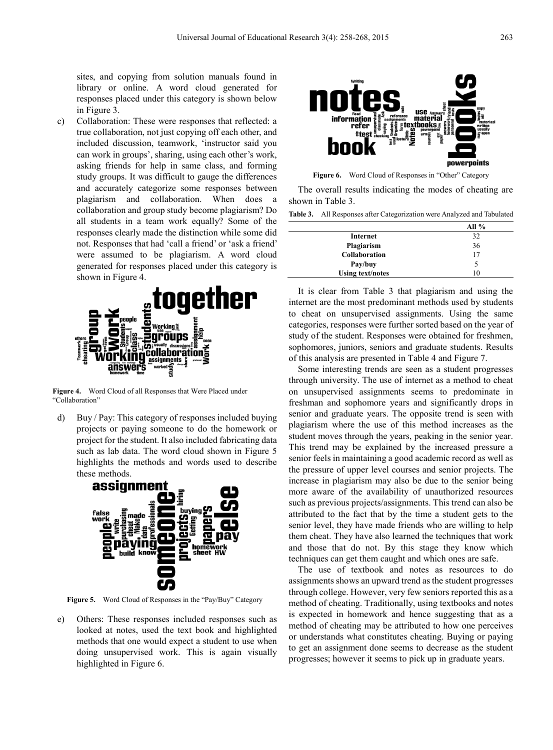sites, and copying from solution manuals found in library or online. A word cloud generated for responses placed under this category is shown below in Figure 3.

c) Collaboration: These were responses that reflected: a true collaboration, not just copying off each other, and included discussion, teamwork, 'instructor said you can work in groups', sharing, using each other's work, asking friends for help in same class, and forming study groups. It was difficult to gauge the differences and accurately categorize some responses between plagiarism and collaboration. When does a collaboration and group study become plagiarism? Do all students in a team work equally? Some of the responses clearly made the distinction while some did not. Responses that had 'call a friend' or 'ask a friend' were assumed to be plagiarism. A word cloud generated for responses placed under this category is shown in Figure 4.

**Figure 4.** Word Cloud of all Responses that Were Placed under "Collaboration"

d) Buy / Pay: This category of responses included buying projects or paying someone to do the homework or project for the student. It also included fabricating data such as lab data. The word cloud shown in Figure 5 highlights the methods and words used to describe these methods.

**Figure 5.** Word Cloud of Responses in the "Pay/Buy" Category

e) Others: These responses included responses such as looked at notes, used the text book and highlighted methods that one would expect a student to use when doing unsupervised work. This is again visually highlighted in Figure 6.

**Figure 6.** Word Cloud of Responses in "Other" Category

The overall results indicating the modes of cheating are shown in Table 3.

**Table 3.** All Responses after Categorization were Analyzed and Tabulated

| | All % |
|---|---|
| **Internet** | 32 |
| **Plagiarism** | 36 |
| **Collaboration** | 17 |
| **Pay/buy** | 5 |
| **Using text/notes** | 10 |

It is clear from Table 3 that plagiarism and using the internet are the most predominant methods used by students to cheat on unsupervised assignments. Using the same categories, responses were further sorted based on the year of study of the student. Responses were obtained for freshmen, sophomores, juniors, seniors and graduate students. Results of this analysis are presented in Table 4 and Figure 7.

Some interesting trends are seen as a student progresses through university. The use of internet as a method to cheat on unsupervised assignments seems to predominate in freshman and sophomore years and significantly drops in senior and graduate years. The opposite trend is seen with plagiarism where the use of this method increases as the student moves through the years, peaking in the senior year. This trend may be explained by the increased pressure a senior feels in maintaining a good academic record as well as the pressure of upper level courses and senior projects. The increase in plagiarism may also be due to the senior being more aware of the availability of unauthorized resources such as previous projects/assignments. This trend can also be attributed to the fact that by the time a student gets to the senior level, they have made friends who are willing to help them cheat. They have also learned the techniques that work and those that do not. By this stage they know which techniques can get them caught and which ones are safe.

The use of textbook and notes as resources to do assignments shows an upward trend as the student progresses through college. However, very few seniors reported this as a method of cheating. Traditionally, using textbooks and notes is expected in homework and hence suggesting that as a method of cheating may be attributed to how one perceives or understands what constitutes cheating. Buying or paying to get an assignment done seems to decrease as the student progresses; however it seems to pick up in graduate years.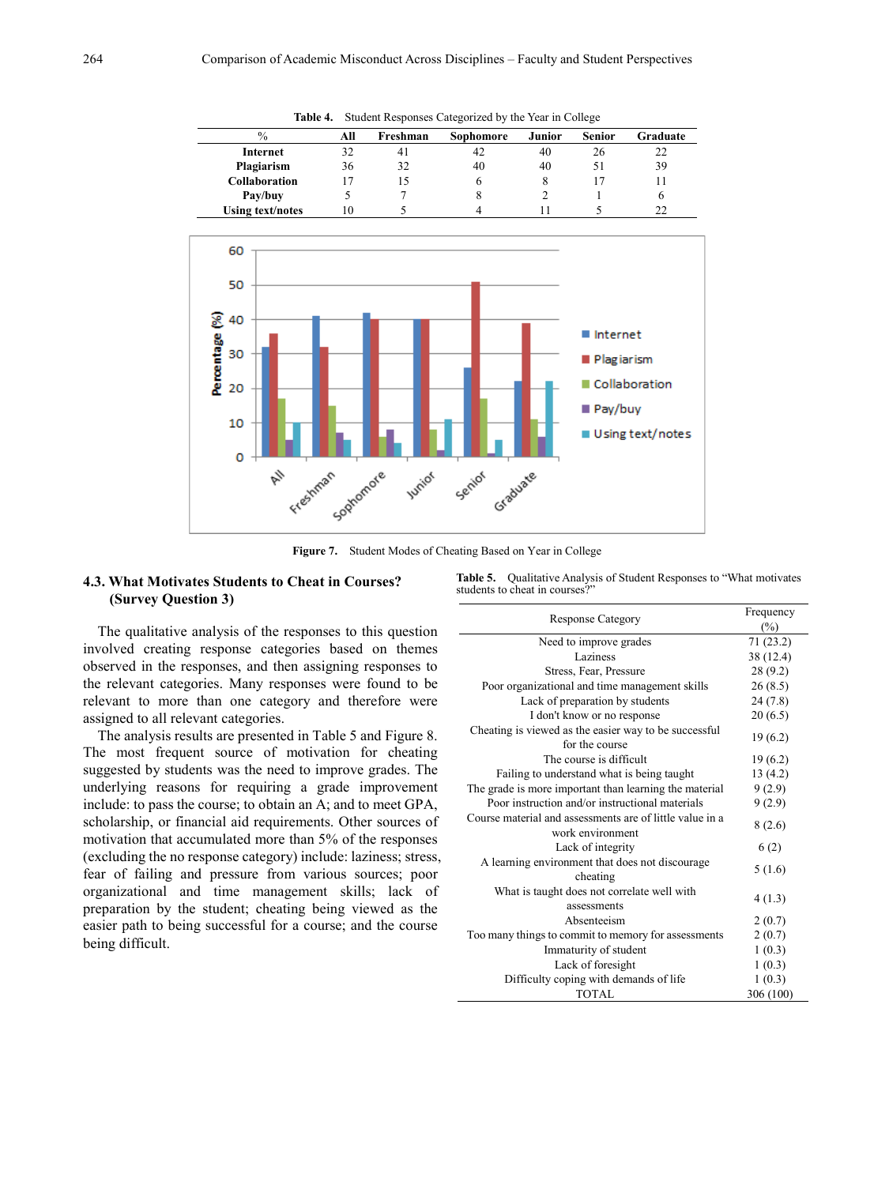**Table 4.** Student Responses Categorized by the Year in College

| % | All | Freshman | Sophomore | Junior | Senior | Graduate |
|---|---|---|---|---|---|---|
| **Internet** | 32 | 41 | 42 | 40 | 26 | 22 |
| **Plagiarism** | 36 | 32 | 40 | 40 | 51 | 39 |
| **Collaboration** | 17 | 15 | 6 | 8 | 17 | 11 |
| **Pay/buy** | 5 | 7 | 8 | 2 | 1 | 6 |
| **Using text/notes** | 10 | 5 | 4 | 11 | 5 | 22 |

**Figure 7.** Student Modes of Cheating Based on Year in College

### 4.3. What Motivates Students to Cheat in Courses? (Survey Question 3)

The qualitative analysis of the responses to this question involved creating response categories based on themes observed in the responses, and then assigning responses to the relevant categories. Many responses were found to be relevant to more than one category and therefore were assigned to all relevant categories.

The analysis results are presented in Table 5 and Figure 8. The most frequent source of motivation for cheating suggested by students was the need to improve grades. The underlying reasons for requiring a grade improvement include: to pass the course; to obtain an A; and to meet GPA, scholarship, or financial aid requirements. Other sources of motivation that accumulated more than 5% of the responses (excluding the no response category) include: laziness; stress, fear of failing and pressure from various sources; poor organizational and time management skills; lack of preparation by the student; cheating being viewed as the easier path to being successful for a course; and the course being difficult.

**Table 5.** Qualitative Analysis of Student Responses to "What motivates students to cheat in courses?"

| Response Category | Frequency (%) |
|---|---|
| Need to improve grades | 71 (23.2) |
| Laziness | 38 (12.4) |
| Stress, Fear, Pressure | 28 (9.2) |
| Poor organizational and time management skills | 26 (8.5) |
| Lack of preparation by students | 24 (7.8) |
| I don't know or no response | 20 (6.5) |
| Cheating is viewed as the easier way to be successful for the course | 19 (6.2) |
| The course is difficult | 19 (6.2) |
| Failing to understand what is being taught | 13 (4.2) |
| The grade is more important than learning the material | 9 (2.9) |
| Poor instruction and/or instructional materials | 9 (2.9) |
| Course material and assessments are of little value in a work environment | 8 (2.6) |
| Lack of integrity | 6 (2) |
| A learning environment that does not discourage cheating | 5 (1.6) |
| What is taught does not correlate well with assessments | 4 (1.3) |
| Absenteeism | 2 (0.7) |
| Too many things to commit to memory for assessments | 2 (0.7) |
| Immaturity of student | 1 (0.3) |
| Lack of foresight | 1 (0.3) |
| Difficulty coping with demands of life | 1 (0.3) |
| TOTAL | 306 (100) |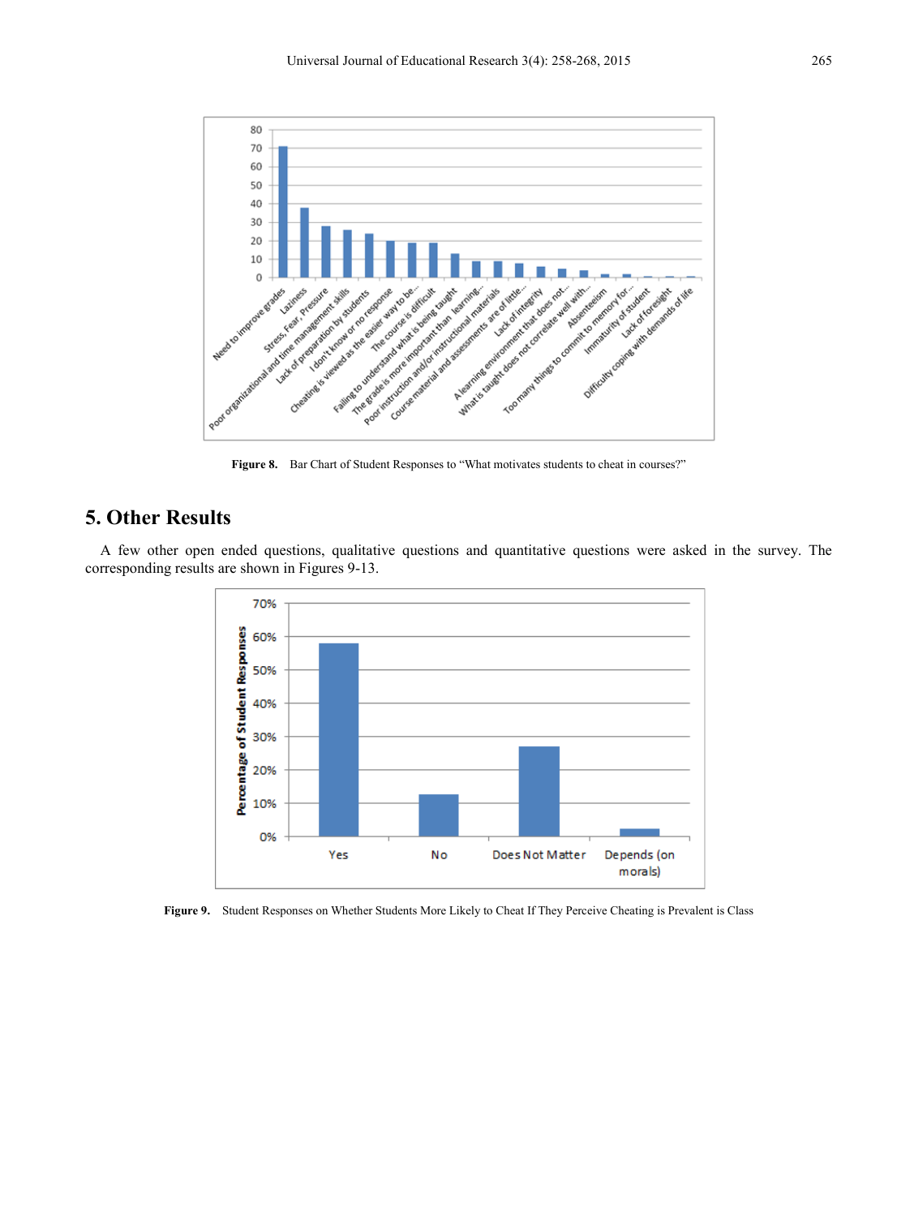Figure 8. Bar Chart of Student Responses to "What motivates students to cheat in courses?"

## 5. Other Results

A few other open ended questions, qualitative questions and quantitative questions were asked in the survey. The corresponding results are shown in Figures 9-13.

Figure 9. Student Responses on Whether Students More Likely to Cheat If They Perceive Cheating is Prevalent is Class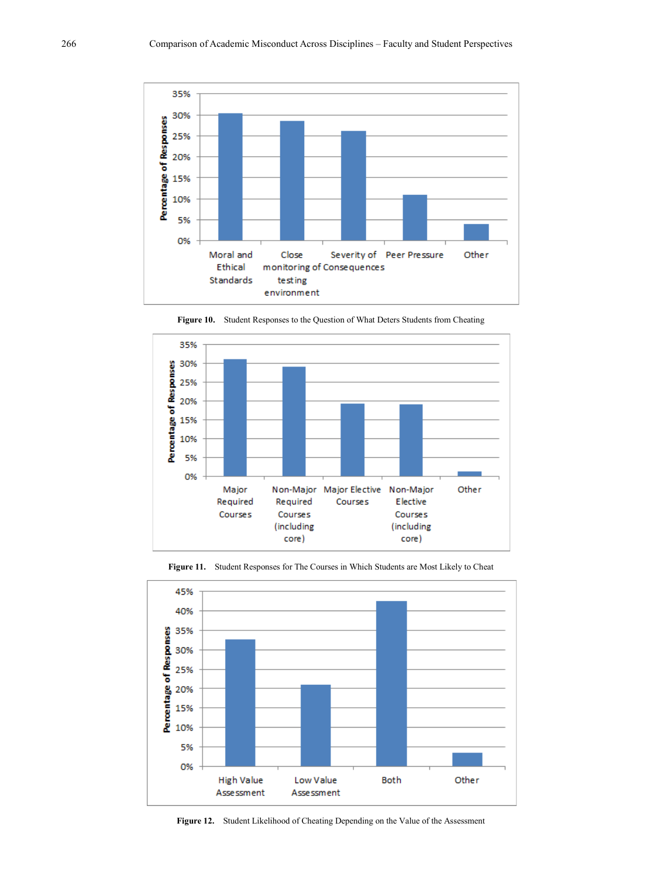**Figure 10.** Student Responses to the Question of What Deters Students from Cheating

**Figure 11.** Student Responses for The Courses in Which Students are Most Likely to Cheat

**Figure 12.** Student Likelihood of Cheating Depending on the Value of the Assessment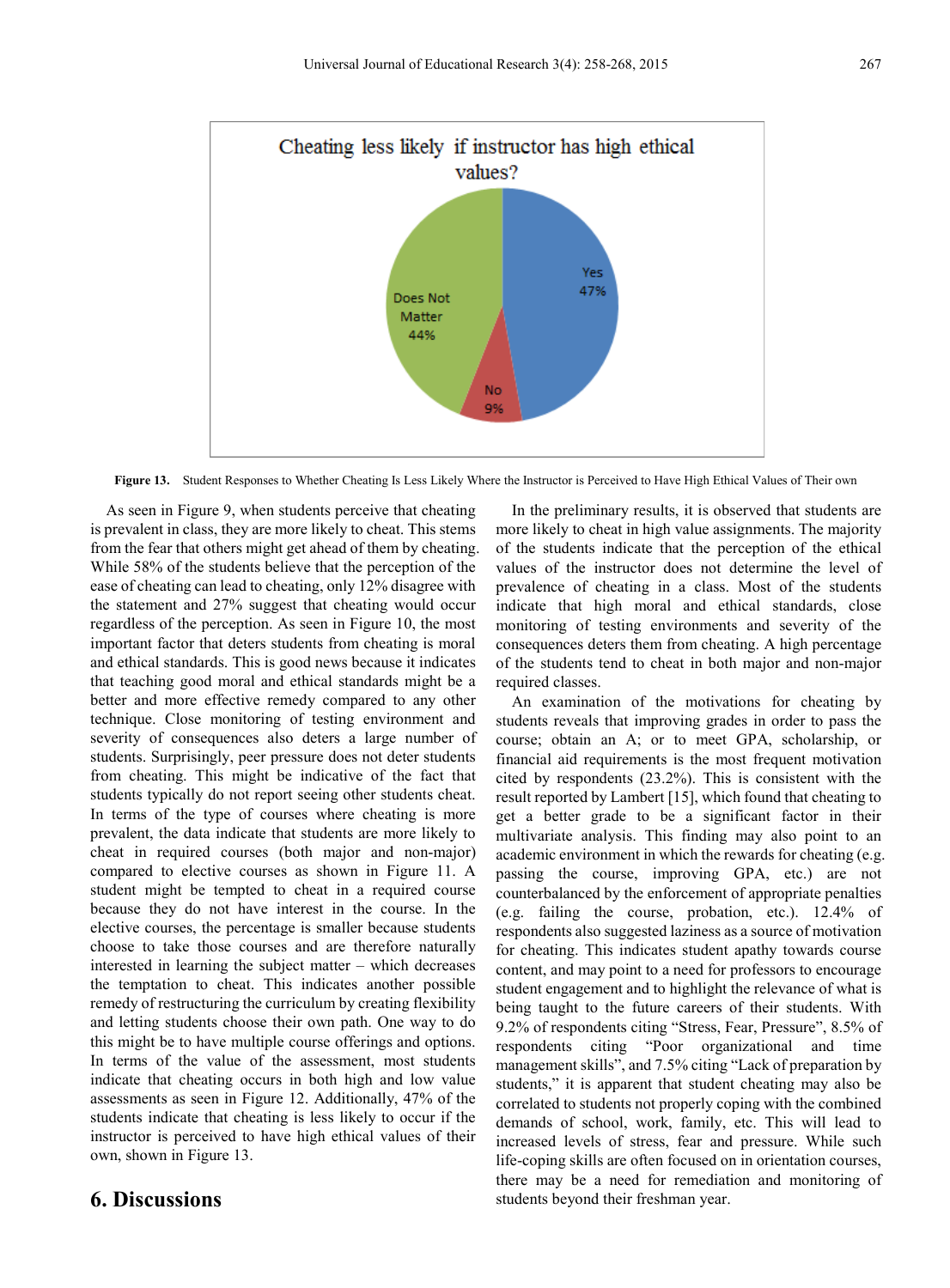Figure 13. Student Responses to Whether Cheating Is Less Likely Where the Instructor is Perceived to Have High Ethical Values of Their own

As seen in Figure 9, when students perceive that cheating is prevalent in class, they are more likely to cheat. This stems from the fear that others might get ahead of them by cheating. While 58% of the students believe that the perception of the ease of cheating can lead to cheating, only 12% disagree with the statement and 27% suggest that cheating would occur regardless of the perception. As seen in Figure 10, the most important factor that deters students from cheating is moral and ethical standards. This is good news because it indicates that teaching good moral and ethical standards might be a better and more effective remedy compared to any other technique. Close monitoring of testing environment and severity of consequences also deters a large number of students. Surprisingly, peer pressure does not deter students from cheating. This might be indicative of the fact that students typically do not report seeing other students cheat. In terms of the type of courses where cheating is more prevalent, the data indicate that students are more likely to cheat in required courses (both major and non-major) compared to elective courses as shown in Figure 11. A student might be tempted to cheat in a required course because they do not have interest in the course. In the elective courses, the percentage is smaller because students choose to take those courses and are therefore naturally interested in learning the subject matter – which decreases the temptation to cheat. This indicates another possible remedy of restructuring the curriculum by creating flexibility and letting students choose their own path. One way to do this might be to have multiple course offerings and options. In terms of the value of the assessment, most students indicate that cheating occurs in both high and low value assessments as seen in Figure 12. Additionally, 47% of the students indicate that cheating is less likely to occur if the instructor is perceived to have high ethical values of their own, shown in Figure 13.

## 6. Discussions

In the preliminary results, it is observed that students are more likely to cheat in high value assignments. The majority of the students indicate that the perception of the ethical values of the instructor does not determine the level of prevalence of cheating in a class. Most of the students indicate that high moral and ethical standards, close monitoring of testing environments and severity of the consequences deters them from cheating. A high percentage of the students tend to cheat in both major and non-major required classes.

An examination of the motivations for cheating by students reveals that improving grades in order to pass the course; obtain an A; or to meet GPA, scholarship, or financial aid requirements is the most frequent motivation cited by respondents (23.2%). This is consistent with the result reported by Lambert [15], which found that cheating to get a better grade to be a significant factor in their multivariate analysis. This finding may also point to an academic environment in which the rewards for cheating (e.g. passing the course, improving GPA, etc.) are not counterbalanced by the enforcement of appropriate penalties (e.g. failing the course, probation, etc.). 12.4% of respondents also suggested laziness as a source of motivation for cheating. This indicates student apathy towards course content, and may point to a need for professors to encourage student engagement and to highlight the relevance of what is being taught to the future careers of their students. With 9.2% of respondents citing "Stress, Fear, Pressure", 8.5% of respondents citing "Poor organizational and time management skills", and 7.5% citing "Lack of preparation by students," it is apparent that student cheating may also be correlated to students not properly coping with the combined demands of school, work, family, etc. This will lead to increased levels of stress, fear and pressure. While such life-coping skills are often focused on in orientation courses, there may be a need for remediation and monitoring of students beyond their freshman year.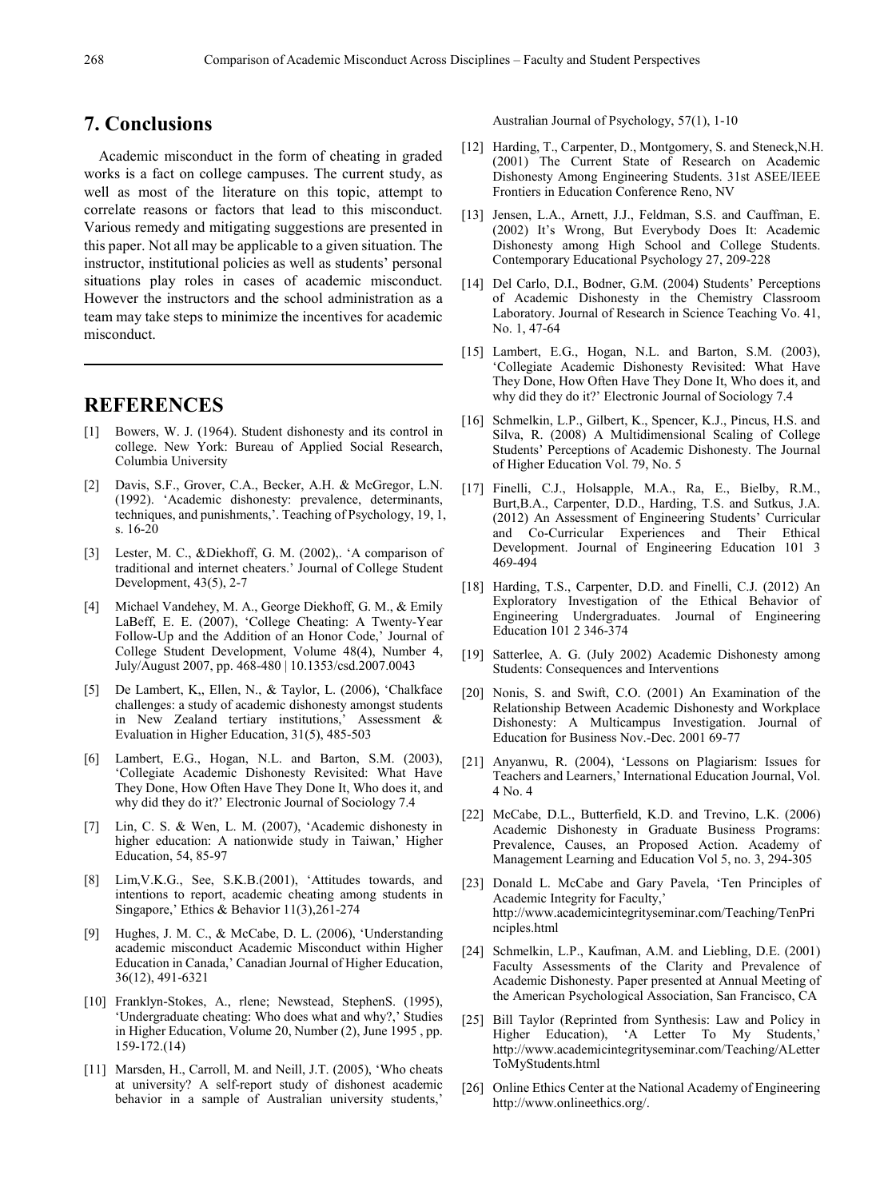## 7. Conclusions

Academic misconduct in the form of cheating in graded works is a fact on college campuses. The current study, as well as most of the literature on this topic, attempt to correlate reasons or factors that lead to this misconduct. Various remedy and mitigating suggestions are presented in this paper. Not all may be applicable to a given situation. The instructor, institutional policies as well as students' personal situations play roles in cases of academic misconduct. However the instructors and the school administration as a team may take steps to minimize the incentives for academic misconduct.

## REFERENCES

[1] Bowers, W. J. (1964). Student dishonesty and its control in college. New York: Bureau of Applied Social Research, Columbia University

[2] Davis, S.F., Grover, C.A., Becker, A.H. & McGregor, L.N. (1992). 'Academic dishonesty: prevalence, determinants, techniques, and punishments,'. Teaching of Psychology, 19, 1, s. 16-20

[3] Lester, M. C., &Diekhoff, G. M. (2002),. 'A comparison of traditional and internet cheaters.' Journal of College Student Development, 43(5), 2-7

[4] Michael Vandehey, M. A., George Diekhoff, G. M., & Emily LaBeff, E. E. (2007), 'College Cheating: A Twenty-Year Follow-Up and the Addition of an Honor Code,' Journal of College Student Development, Volume 48(4), Number 4, July/August 2007, pp. 468-480 | 10.1353/csd.2007.0043

[5] De Lambert, K,, Ellen, N., & Taylor, L. (2006), 'Chalkface challenges: a study of academic dishonesty amongst students in New Zealand tertiary institutions,' Assessment & Evaluation in Higher Education, 31(5), 485-503

[6] Lambert, E.G., Hogan, N.L. and Barton, S.M. (2003), 'Collegiate Academic Dishonesty Revisited: What Have They Done, How Often Have They Done It, Who does it, and why did they do it?' Electronic Journal of Sociology 7.4

[7] Lin, C. S. & Wen, L. M. (2007), 'Academic dishonesty in higher education: A nationwide study in Taiwan,' Higher Education, 54, 85-97

[8] Lim,V.K.G., See, S.K.B.(2001), 'Attitudes towards, and intentions to report, academic cheating among students in Singapore,' Ethics & Behavior 11(3),261-274

[9] Hughes, J. M. C., & McCabe, D. L. (2006), 'Understanding academic misconduct Academic Misconduct within Higher Education in Canada,' Canadian Journal of Higher Education, 36(12), 491-6321

[10] Franklyn-Stokes, A., rlene; Newstead, StephenS. (1995), 'Undergraduate cheating: Who does what and why?,' Studies in Higher Education, Volume 20, Number (2), June 1995 , pp. 159-172.(14)

[11] Marsden, H., Carroll, M. and Neill, J.T. (2005), 'Who cheats at university? A self-report study of dishonest academic behavior in a sample of Australian university students,' Australian Journal of Psychology, 57(1), 1-10

[12] Harding, T., Carpenter, D., Montgomery, S. and Steneck,N.H. (2001) The Current State of Research on Academic Dishonesty Among Engineering Students. 31st ASEE/IEEE Frontiers in Education Conference Reno, NV

[13] Jensen, L.A., Arnett, J.J., Feldman, S.S. and Cauffman, E. (2002) It's Wrong, But Everybody Does It: Academic Dishonesty among High School and College Students. Contemporary Educational Psychology 27, 209-228

[14] Del Carlo, D.I., Bodner, G.M. (2004) Students' Perceptions of Academic Dishonesty in the Chemistry Classroom Laboratory. Journal of Research in Science Teaching Vo. 41, No. 1, 47-64

[15] Lambert, E.G., Hogan, N.L. and Barton, S.M. (2003), 'Collegiate Academic Dishonesty Revisited: What Have They Done, How Often Have They Done It, Who does it, and why did they do it?' Electronic Journal of Sociology 7.4

[16] Schmelkin, L.P., Gilbert, K., Spencer, K.J., Pincus, H.S. and Silva, R. (2008) A Multidimensional Scaling of College Students' Perceptions of Academic Dishonesty. The Journal of Higher Education Vol. 79, No. 5

[17] Finelli, C.J., Holsapple, M.A., Ra, E., Bielby, R.M., Burt,B.A., Carpenter, D.D., Harding, T.S. and Sutkus, J.A. (2012) An Assessment of Engineering Students' Curricular and Co-Curricular Experiences and Their Ethical Development. Journal of Engineering Education 101 3 469-494

[18] Harding, T.S., Carpenter, D.D. and Finelli, C.J. (2012) An Exploratory Investigation of the Ethical Behavior of Engineering Undergraduates. Journal of Engineering Education 101 2 346-374

[19] Satterlee, A. G. (July 2002) Academic Dishonesty among Students: Consequences and Interventions

[20] Nonis, S. and Swift, C.O. (2001) An Examination of the Relationship Between Academic Dishonesty and Workplace Dishonesty: A Multicampus Investigation. Journal of Education for Business Nov.-Dec. 2001 69-77

[21] Anyanwu, R. (2004), 'Lessons on Plagiarism: Issues for Teachers and Learners,' International Education Journal, Vol. 4 No. 4

[22] McCabe, D.L., Butterfield, K.D. and Trevino, L.K. (2006) Academic Dishonesty in Graduate Business Programs: Prevalence, Causes, an Proposed Action. Academy of Management Learning and Education Vol 5, no. 3, 294-305

[23] Donald L. McCabe and Gary Pavela, 'Ten Principles of Academic Integrity for Faculty,' http://www.academicintegrityseminar.com/Teaching/TenPrinciples.html

[24] Schmelkin, L.P., Kaufman, A.M. and Liebling, D.E. (2001) Faculty Assessments of the Clarity and Prevalence of Academic Dishonesty. Paper presented at Annual Meeting of the American Psychological Association, San Francisco, CA

[25] Bill Taylor (Reprinted from Synthesis: Law and Policy in Higher Education), 'A Letter To My Students,' http://www.academicintegrityseminar.com/Teaching/ALetterToMyStudents.html

[26] Online Ethics Center at the National Academy of Engineering http://www.onlineethics.org/.